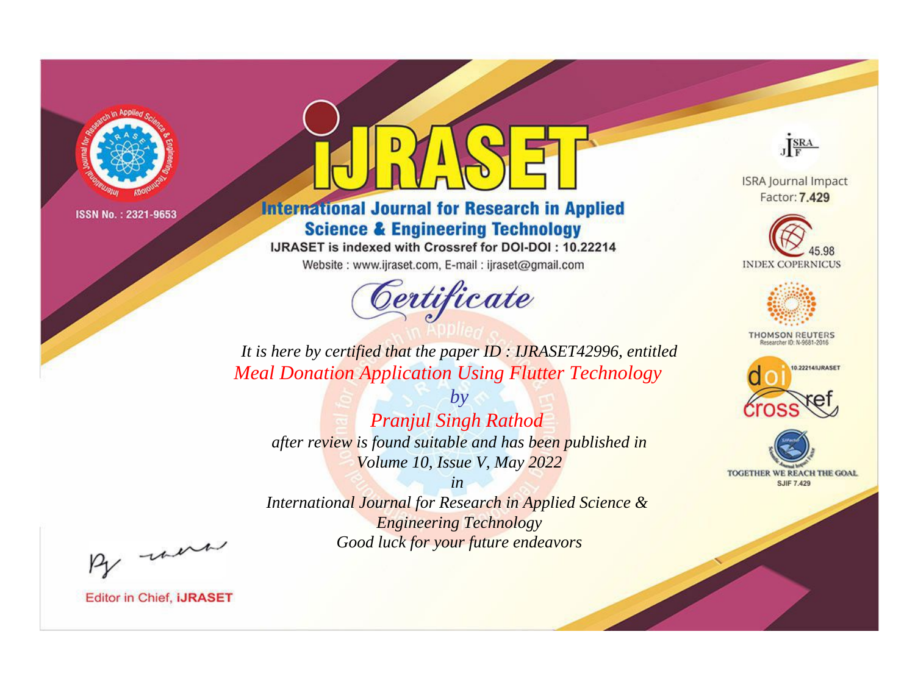ISSN No. : 2321-9653

# IJRASET

## International Journal for Research in Applied Science & Engineering Technology

IJRASET is indexed with Crossref for DOI-DOI : 10.22214

Website : www.ijraset.com, E-mail : ijraset@gmail.com

ISRA Journal Impact Factor: **7.429**

45.98 INDEX COPERNICUS

THOMSON REUTERS Researcher ID: N-9681-2016

10.22214/IJRASET

TOGETHER WE REACH THE GOAL SJIF 7.429

# *Certificate*

*It is here by certified that the paper ID : IJRASET42996, entitled*

*Meal Donation Application Using Flutter Technology*

*by*

*Pranjul Singh Rathod*

*after review is found suitable and has been published in*

*Volume 10, Issue V, May 2022*

*in*

*International Journal for Research in Applied Science & Engineering Technology*

*Good luck for your future endeavors*

Editor in Chief, **IJRASET**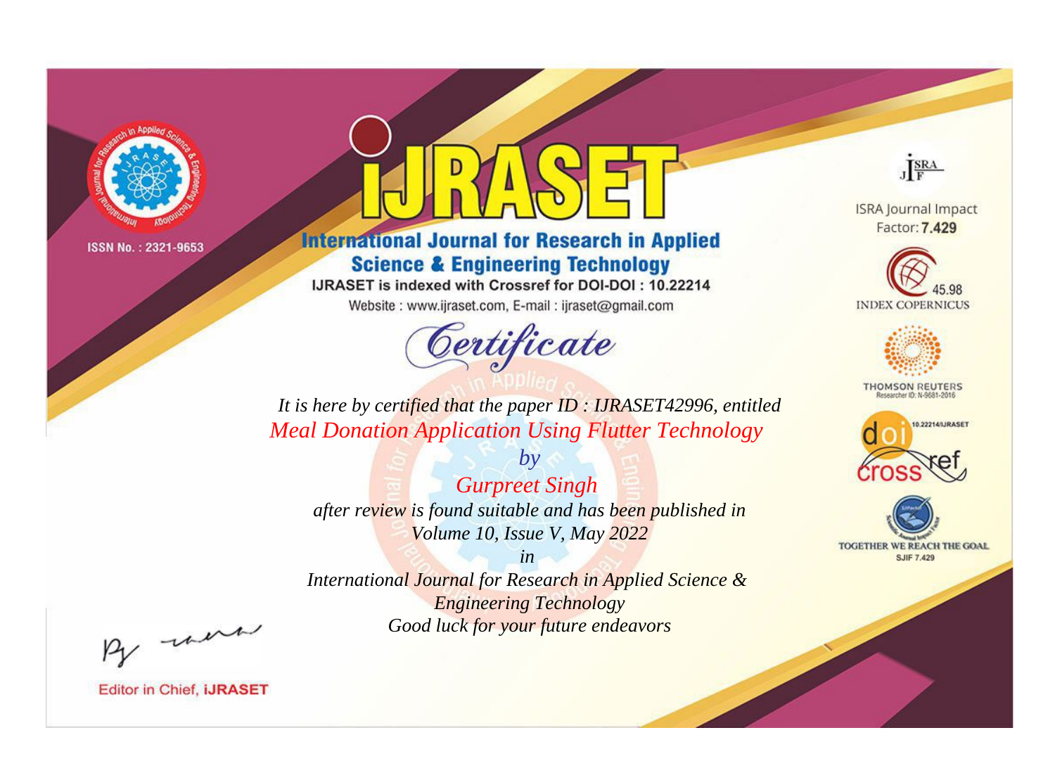ISSN No. : 2321-9653

# iJRASET

## International Journal for Research in Applied Science & Engineering Technology

IJRASET is indexed with Crossref for DOI-DOI : 10.22214

Website : www.ijraset.com, E-mail : ijraset@gmail.com

*Certificate*

*It is here by certified that the paper ID : IJRASET42996, entitled*

*Meal Donation Application Using Flutter Technology*

*by*

*Gurpreet Singh*

*after review is found suitable and has been published in*

*Volume 10, Issue V, May 2022*

*in*

*International Journal for Research in Applied Science & Engineering Technology*

*Good luck for your future endeavors*

ISRA Journal Impact Factor: **7.429**

45.98 INDEX COPERNICUS

THOMSON REUTERS Researcher ID: N-9681-2016

10.22214/IJRASET

TOGETHER WE REACH THE GOAL SJIF 7.429

Editor in Chief, **iJRASET**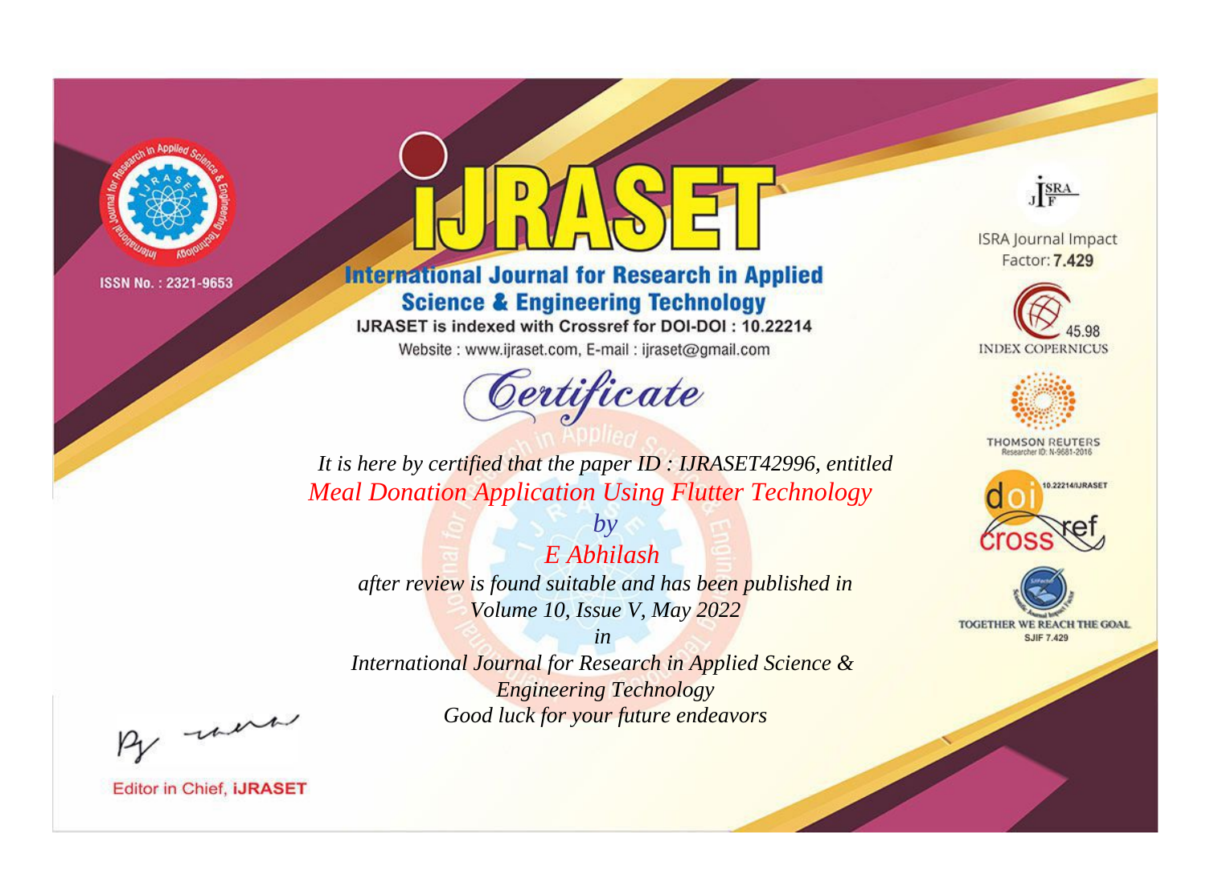ISSN No. : 2321-9653

# IJRASET

## International Journal for Research in Applied Science & Engineering Technology

IJRASET is indexed with Crossref for DOI-DOI : 10.22214

Website : www.ijraset.com, E-mail : ijraset@gmail.com

*Certificate*

*It is here by certified that the paper ID : IJRASET42996, entitled*

*Meal Donation Application Using Flutter Technology*

*by*

*E Abhilash*

*after review is found suitable and has been published in*

*Volume 10, Issue V, May 2022*

*in*

*International Journal for Research in Applied Science & Engineering Technology*

*Good luck for your future endeavors*

ISRA Journal Impact Factor: **7.429**

45.98 INDEX COPERNICUS

THOMSON REUTERS Researcher ID: N-9681-2016

10.22214/IJRASET

TOGETHER WE REACH THE GOAL SJIF 7.429

Editor in Chief, **iJRASET**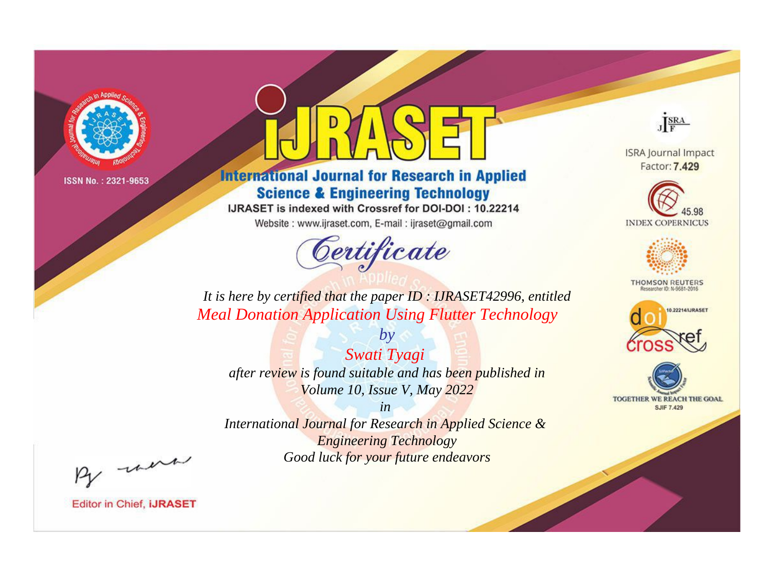ISSN No. : 2321-9653

# iJRASET

## International Journal for Research in Applied Science & Engineering Technology

IJRASET is indexed with Crossref for DOI-DOI : 10.22214

Website : www.ijraset.com, E-mail : ijraset@gmail.com

ISRA Journal Impact Factor: **7.429**

45.98 INDEX COPERNICUS

THOMSON REUTERS Researcher ID: N-9681-2016

10.22214/IJRASET

TOGETHER WE REACH THE GOAL SJIF 7.429

# *Certificate*

*It is here by certified that the paper ID : IJRASET42996, entitled*

*Meal Donation Application Using Flutter Technology*

*by*

*Swati Tyagi*

*after review is found suitable and has been published in*

*Volume 10, Issue V, May 2022*

*in*

*International Journal for Research in Applied Science & Engineering Technology*

*Good luck for your future endeavors*

Editor in Chief, **iJRASET**